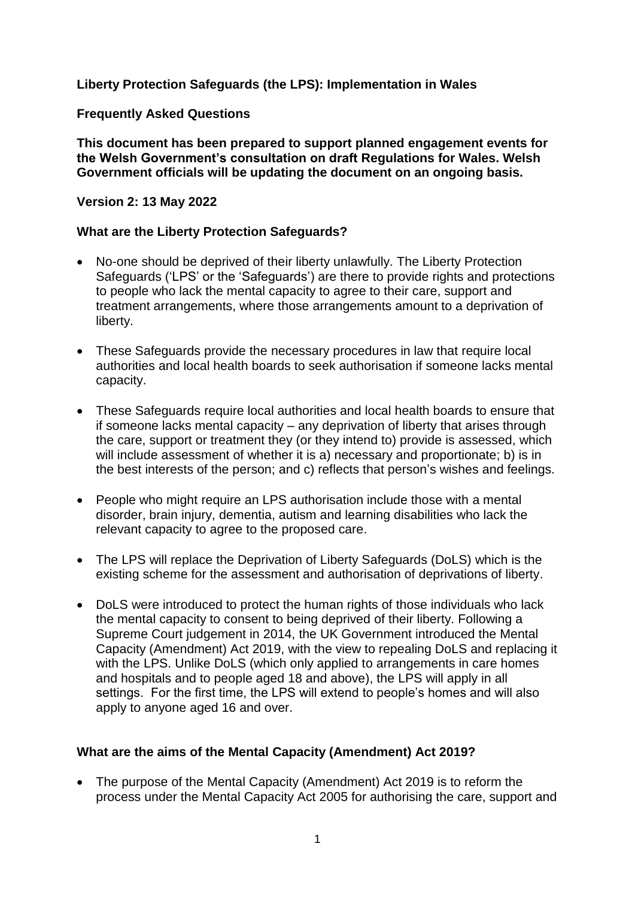# Liberty Protection Safeguards (the LPS): Implementation in Wales

## Frequently Asked Questions

**This document has been prepared to support planned engagement events for the Welsh Government's consultation on draft Regulations for Wales. Welsh Government officials will be updating the document on an ongoing basis.**

**Version 2: 13 May 2022**

### What are the Liberty Protection Safeguards?

- No-one should be deprived of their liberty unlawfully. The Liberty Protection Safeguards ('LPS' or the 'Safeguards') are there to provide rights and protections to people who lack the mental capacity to agree to their care, support and treatment arrangements, where those arrangements amount to a deprivation of liberty.
- These Safeguards provide the necessary procedures in law that require local authorities and local health boards to seek authorisation if someone lacks mental capacity.
- These Safeguards require local authorities and local health boards to ensure that if someone lacks mental capacity – any deprivation of liberty that arises through the care, support or treatment they (or they intend to) provide is assessed, which will include assessment of whether it is a) necessary and proportionate; b) is in the best interests of the person; and c) reflects that person's wishes and feelings.
- People who might require an LPS authorisation include those with a mental disorder, brain injury, dementia, autism and learning disabilities who lack the relevant capacity to agree to the proposed care.
- The LPS will replace the Deprivation of Liberty Safeguards (DoLS) which is the existing scheme for the assessment and authorisation of deprivations of liberty.
- DoLS were introduced to protect the human rights of those individuals who lack the mental capacity to consent to being deprived of their liberty. Following a Supreme Court judgement in 2014, the UK Government introduced the Mental Capacity (Amendment) Act 2019, with the view to repealing DoLS and replacing it with the LPS. Unlike DoLS (which only applied to arrangements in care homes and hospitals and to people aged 18 and above), the LPS will apply in all settings. For the first time, the LPS will extend to people's homes and will also apply to anyone aged 16 and over.

### What are the aims of the Mental Capacity (Amendment) Act 2019?

- The purpose of the Mental Capacity (Amendment) Act 2019 is to reform the process under the Mental Capacity Act 2005 for authorising the care, support and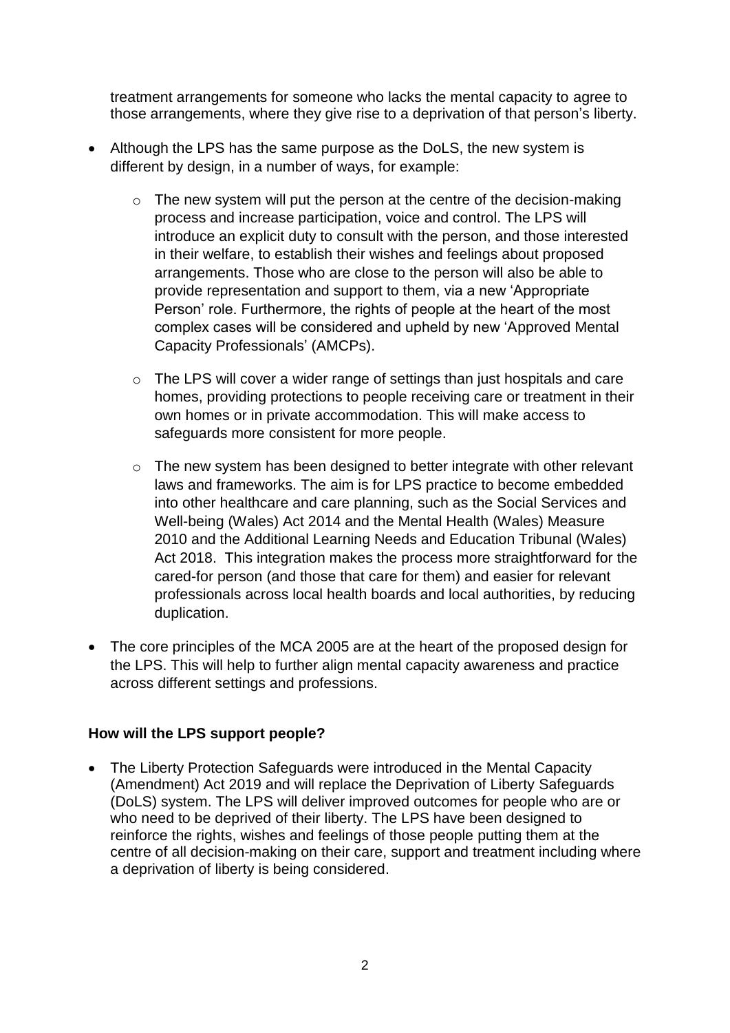treatment arrangements for someone who lacks the mental capacity to agree to those arrangements, where they give rise to a deprivation of that person's liberty.

- Although the LPS has the same purpose as the DoLS, the new system is different by design, in a number of ways, for example:
  - The new system will put the person at the centre of the decision-making process and increase participation, voice and control. The LPS will introduce an explicit duty to consult with the person, and those interested in their welfare, to establish their wishes and feelings about proposed arrangements. Those who are close to the person will also be able to provide representation and support to them, via a new 'Appropriate Person' role. Furthermore, the rights of people at the heart of the most complex cases will be considered and upheld by new 'Approved Mental Capacity Professionals' (AMCPs).
  - The LPS will cover a wider range of settings than just hospitals and care homes, providing protections to people receiving care or treatment in their own homes or in private accommodation. This will make access to safeguards more consistent for more people.
  - The new system has been designed to better integrate with other relevant laws and frameworks. The aim is for LPS practice to become embedded into other healthcare and care planning, such as the Social Services and Well-being (Wales) Act 2014 and the Mental Health (Wales) Measure 2010 and the Additional Learning Needs and Education Tribunal (Wales) Act 2018. This integration makes the process more straightforward for the cared-for person (and those that care for them) and easier for relevant professionals across local health boards and local authorities, by reducing duplication.
- The core principles of the MCA 2005 are at the heart of the proposed design for the LPS. This will help to further align mental capacity awareness and practice across different settings and professions.

**How will the LPS support people?**

- The Liberty Protection Safeguards were introduced in the Mental Capacity (Amendment) Act 2019 and will replace the Deprivation of Liberty Safeguards (DoLS) system. The LPS will deliver improved outcomes for people who are or who need to be deprived of their liberty. The LPS have been designed to reinforce the rights, wishes and feelings of those people putting them at the centre of all decision-making on their care, support and treatment including where a deprivation of liberty is being considered.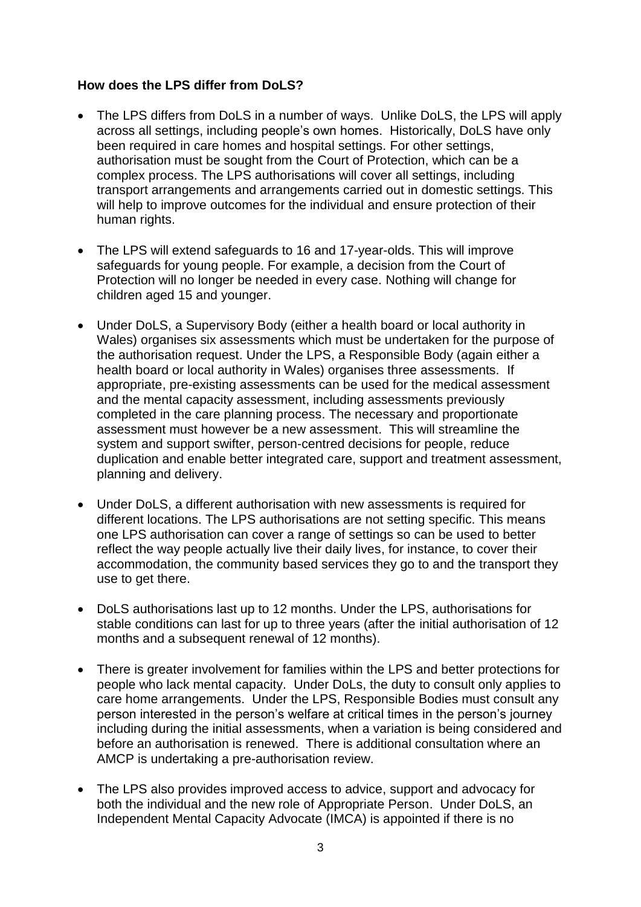**How does the LPS differ from DoLS?**

- The LPS differs from DoLS in a number of ways. Unlike DoLS, the LPS will apply across all settings, including people's own homes. Historically, DoLS have only been required in care homes and hospital settings. For other settings, authorisation must be sought from the Court of Protection, which can be a complex process. The LPS authorisations will cover all settings, including transport arrangements and arrangements carried out in domestic settings. This will help to improve outcomes for the individual and ensure protection of their human rights.

- The LPS will extend safeguards to 16 and 17-year-olds. This will improve safeguards for young people. For example, a decision from the Court of Protection will no longer be needed in every case. Nothing will change for children aged 15 and younger.

- Under DoLS, a Supervisory Body (either a health board or local authority in Wales) organises six assessments which must be undertaken for the purpose of the authorisation request. Under the LPS, a Responsible Body (again either a health board or local authority in Wales) organises three assessments. If appropriate, pre-existing assessments can be used for the medical assessment and the mental capacity assessment, including assessments previously completed in the care planning process. The necessary and proportionate assessment must however be a new assessment. This will streamline the system and support swifter, person-centred decisions for people, reduce duplication and enable better integrated care, support and treatment assessment, planning and delivery.

- Under DoLS, a different authorisation with new assessments is required for different locations. The LPS authorisations are not setting specific. This means one LPS authorisation can cover a range of settings so can be used to better reflect the way people actually live their daily lives, for instance, to cover their accommodation, the community based services they go to and the transport they use to get there.

- DoLS authorisations last up to 12 months. Under the LPS, authorisations for stable conditions can last for up to three years (after the initial authorisation of 12 months and a subsequent renewal of 12 months).

- There is greater involvement for families within the LPS and better protections for people who lack mental capacity. Under DoLs, the duty to consult only applies to care home arrangements. Under the LPS, Responsible Bodies must consult any person interested in the person's welfare at critical times in the person's journey including during the initial assessments, when a variation is being considered and before an authorisation is renewed. There is additional consultation where an AMCP is undertaking a pre-authorisation review.

- The LPS also provides improved access to advice, support and advocacy for both the individual and the new role of Appropriate Person. Under DoLS, an Independent Mental Capacity Advocate (IMCA) is appointed if there is no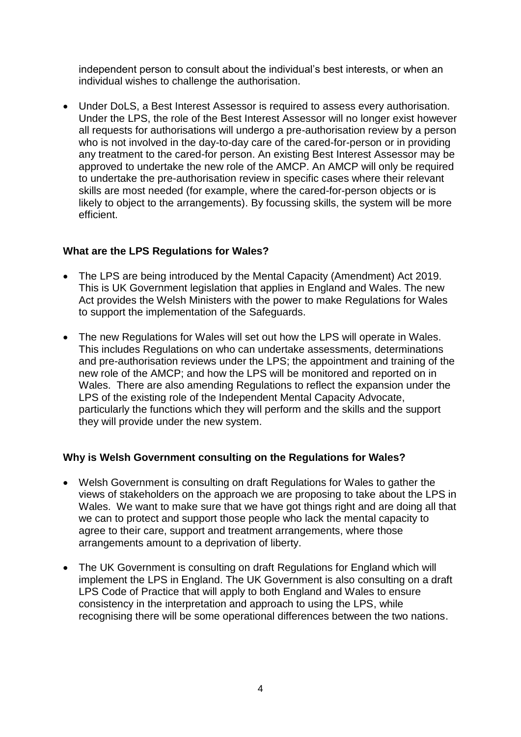independent person to consult about the individual's best interests, or when an individual wishes to challenge the authorisation.

- Under DoLS, a Best Interest Assessor is required to assess every authorisation. Under the LPS, the role of the Best Interest Assessor will no longer exist however all requests for authorisations will undergo a pre-authorisation review by a person who is not involved in the day-to-day care of the cared-for-person or in providing any treatment to the cared-for person. An existing Best Interest Assessor may be approved to undertake the new role of the AMCP. An AMCP will only be required to undertake the pre-authorisation review in specific cases where their relevant skills are most needed (for example, where the cared-for-person objects or is likely to object to the arrangements). By focussing skills, the system will be more efficient.

**What are the LPS Regulations for Wales?**

- The LPS are being introduced by the Mental Capacity (Amendment) Act 2019. This is UK Government legislation that applies in England and Wales. The new Act provides the Welsh Ministers with the power to make Regulations for Wales to support the implementation of the Safeguards.
- The new Regulations for Wales will set out how the LPS will operate in Wales. This includes Regulations on who can undertake assessments, determinations and pre-authorisation reviews under the LPS; the appointment and training of the new role of the AMCP; and how the LPS will be monitored and reported on in Wales. There are also amending Regulations to reflect the expansion under the LPS of the existing role of the Independent Mental Capacity Advocate, particularly the functions which they will perform and the skills and the support they will provide under the new system.

**Why is Welsh Government consulting on the Regulations for Wales?**

- Welsh Government is consulting on draft Regulations for Wales to gather the views of stakeholders on the approach we are proposing to take about the LPS in Wales. We want to make sure that we have got things right and are doing all that we can to protect and support those people who lack the mental capacity to agree to their care, support and treatment arrangements, where those arrangements amount to a deprivation of liberty.
- The UK Government is consulting on draft Regulations for England which will implement the LPS in England. The UK Government is also consulting on a draft LPS Code of Practice that will apply to both England and Wales to ensure consistency in the interpretation and approach to using the LPS, while recognising there will be some operational differences between the two nations.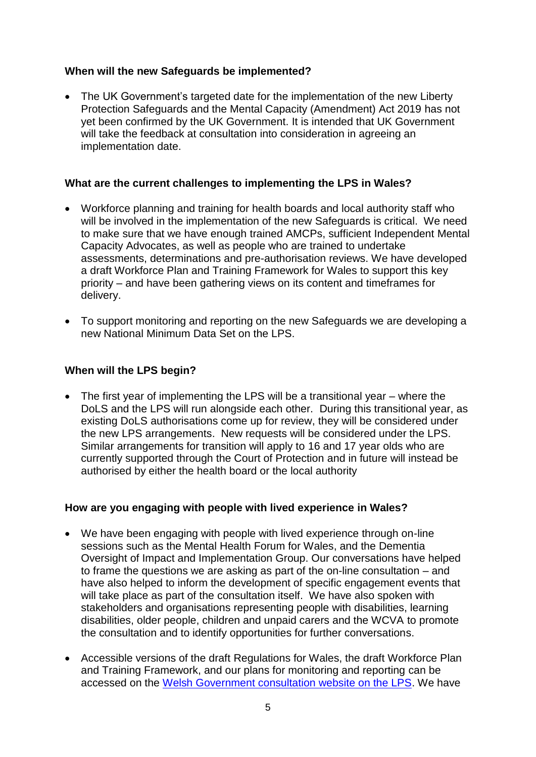**When will the new Safeguards be implemented?**

- The UK Government's targeted date for the implementation of the new Liberty Protection Safeguards and the Mental Capacity (Amendment) Act 2019 has not yet been confirmed by the UK Government. It is intended that UK Government will take the feedback at consultation into consideration in agreeing an implementation date.

**What are the current challenges to implementing the LPS in Wales?**

- Workforce planning and training for health boards and local authority staff who will be involved in the implementation of the new Safeguards is critical. We need to make sure that we have enough trained AMCPs, sufficient Independent Mental Capacity Advocates, as well as people who are trained to undertake assessments, determinations and pre-authorisation reviews. We have developed a draft Workforce Plan and Training Framework for Wales to support this key priority – and have been gathering views on its content and timeframes for delivery.

- To support monitoring and reporting on the new Safeguards we are developing a new National Minimum Data Set on the LPS.

**When will the LPS begin?**

- The first year of implementing the LPS will be a transitional year – where the DoLS and the LPS will run alongside each other. During this transitional year, as existing DoLS authorisations come up for review, they will be considered under the new LPS arrangements. New requests will be considered under the LPS. Similar arrangements for transition will apply to 16 and 17 year olds who are currently supported through the Court of Protection and in future will instead be authorised by either the health board or the local authority

**How are you engaging with people with lived experience in Wales?**

- We have been engaging with people with lived experience through on-line sessions such as the Mental Health Forum for Wales, and the Dementia Oversight of Impact and Implementation Group. Our conversations have helped to frame the questions we are asking as part of the on-line consultation – and have also helped to inform the development of specific engagement events that will take place as part of the consultation itself. We have also spoken with stakeholders and organisations representing people with disabilities, learning disabilities, older people, children and unpaid carers and the WCVA to promote the consultation and to identify opportunities for further conversations.

- Accessible versions of the draft Regulations for Wales, the draft Workforce Plan and Training Framework, and our plans for monitoring and reporting can be accessed on the Welsh Government consultation website on the LPS. We have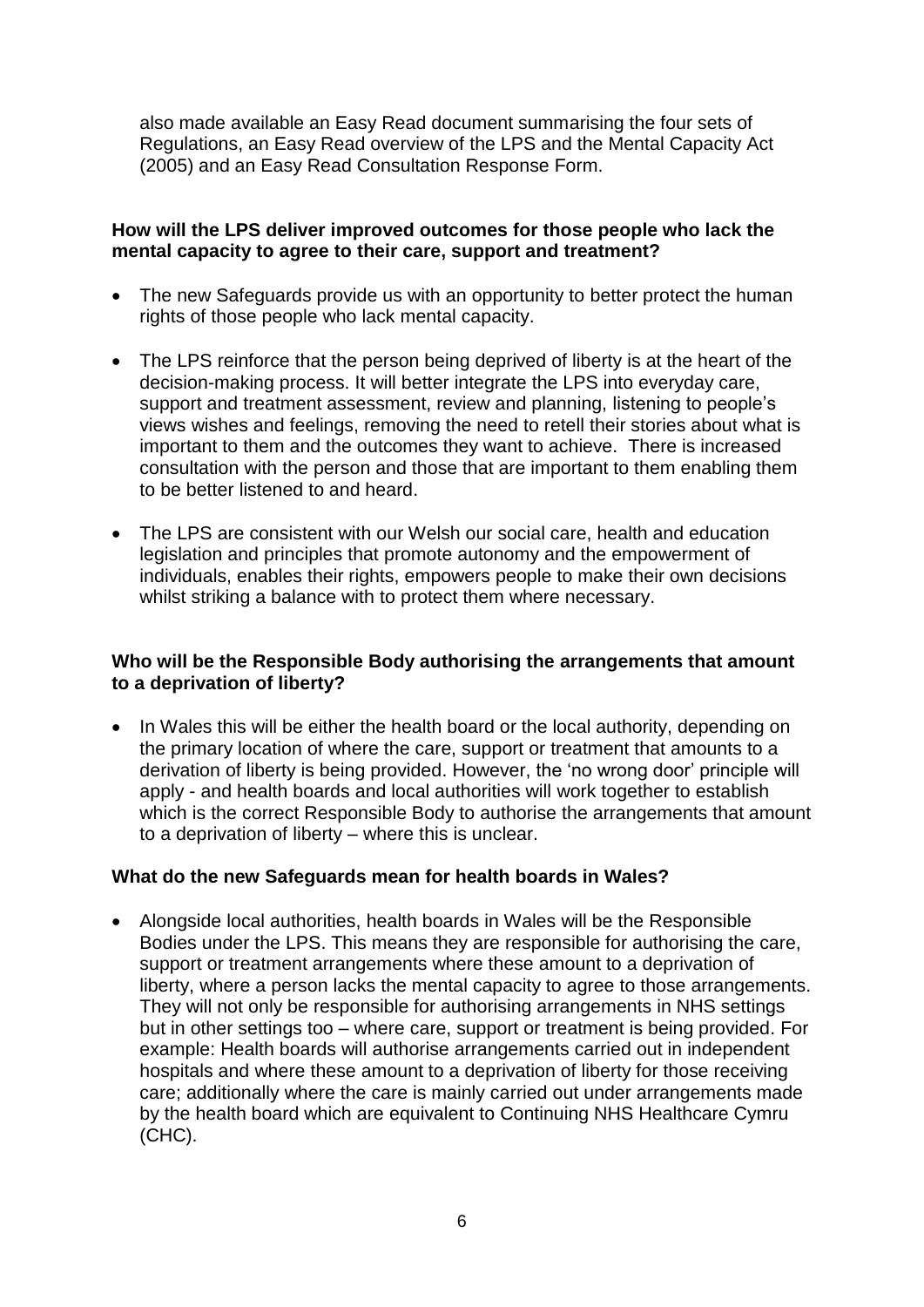also made available an Easy Read document summarising the four sets of Regulations, an Easy Read overview of the LPS and the Mental Capacity Act (2005) and an Easy Read Consultation Response Form.

**How will the LPS deliver improved outcomes for those people who lack the mental capacity to agree to their care, support and treatment?**

- The new Safeguards provide us with an opportunity to better protect the human rights of those people who lack mental capacity.
- The LPS reinforce that the person being deprived of liberty is at the heart of the decision-making process. It will better integrate the LPS into everyday care, support and treatment assessment, review and planning, listening to people's views wishes and feelings, removing the need to retell their stories about what is important to them and the outcomes they want to achieve. There is increased consultation with the person and those that are important to them enabling them to be better listened to and heard.
- The LPS are consistent with our Welsh our social care, health and education legislation and principles that promote autonomy and the empowerment of individuals, enables their rights, empowers people to make their own decisions whilst striking a balance with to protect them where necessary.

**Who will be the Responsible Body authorising the arrangements that amount to a deprivation of liberty?**

- In Wales this will be either the health board or the local authority, depending on the primary location of where the care, support or treatment that amounts to a derivation of liberty is being provided. However, the 'no wrong door' principle will apply - and health boards and local authorities will work together to establish which is the correct Responsible Body to authorise the arrangements that amount to a deprivation of liberty – where this is unclear.

**What do the new Safeguards mean for health boards in Wales?**

- Alongside local authorities, health boards in Wales will be the Responsible Bodies under the LPS. This means they are responsible for authorising the care, support or treatment arrangements where these amount to a deprivation of liberty, where a person lacks the mental capacity to agree to those arrangements. They will not only be responsible for authorising arrangements in NHS settings but in other settings too – where care, support or treatment is being provided. For example: Health boards will authorise arrangements carried out in independent hospitals and where these amount to a deprivation of liberty for those receiving care; additionally where the care is mainly carried out under arrangements made by the health board which are equivalent to Continuing NHS Healthcare Cymru (CHC).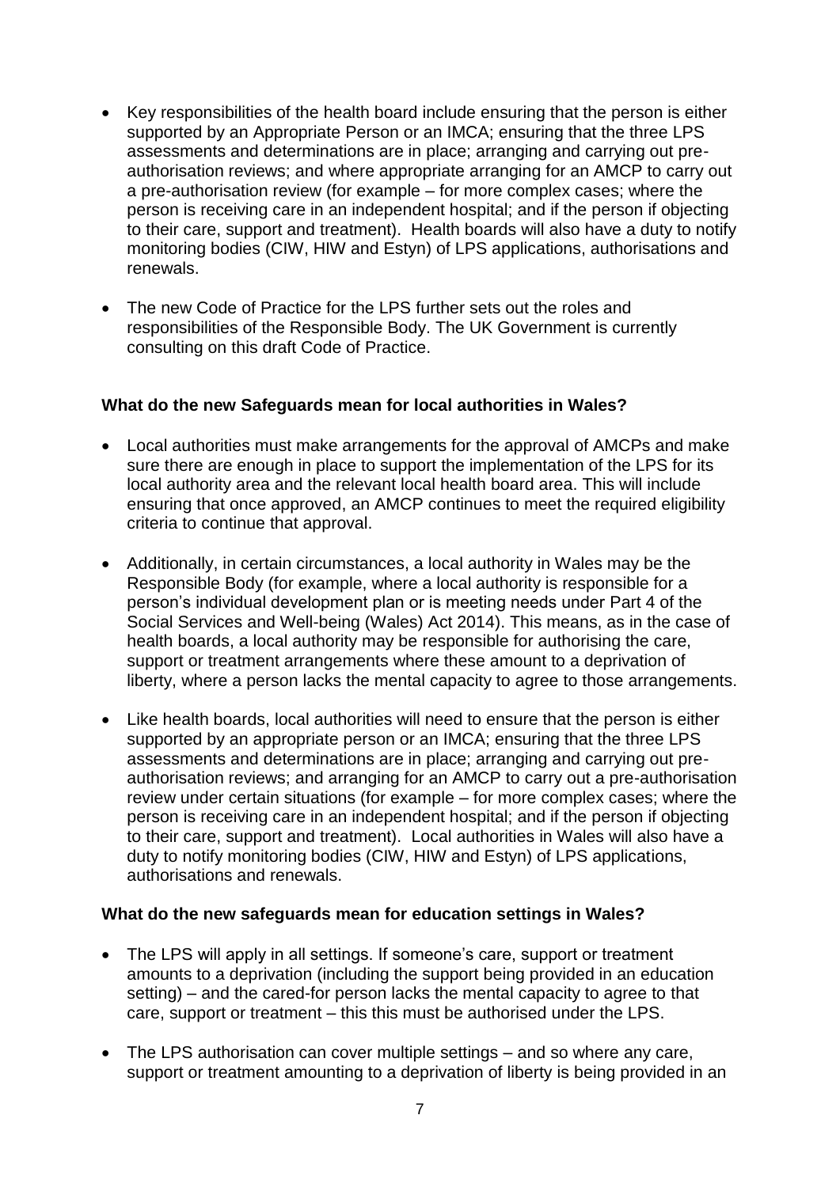- Key responsibilities of the health board include ensuring that the person is either supported by an Appropriate Person or an IMCA; ensuring that the three LPS assessments and determinations are in place; arranging and carrying out pre-authorisation reviews; and where appropriate arranging for an AMCP to carry out a pre-authorisation review (for example – for more complex cases; where the person is receiving care in an independent hospital; and if the person if objecting to their care, support and treatment). Health boards will also have a duty to notify monitoring bodies (CIW, HIW and Estyn) of LPS applications, authorisations and renewals.

- The new Code of Practice for the LPS further sets out the roles and responsibilities of the Responsible Body. The UK Government is currently consulting on this draft Code of Practice.

**What do the new Safeguards mean for local authorities in Wales?**

- Local authorities must make arrangements for the approval of AMCPs and make sure there are enough in place to support the implementation of the LPS for its local authority area and the relevant local health board area. This will include ensuring that once approved, an AMCP continues to meet the required eligibility criteria to continue that approval.

- Additionally, in certain circumstances, a local authority in Wales may be the Responsible Body (for example, where a local authority is responsible for a person's individual development plan or is meeting needs under Part 4 of the Social Services and Well-being (Wales) Act 2014). This means, as in the case of health boards, a local authority may be responsible for authorising the care, support or treatment arrangements where these amount to a deprivation of liberty, where a person lacks the mental capacity to agree to those arrangements.

- Like health boards, local authorities will need to ensure that the person is either supported by an appropriate person or an IMCA; ensuring that the three LPS assessments and determinations are in place; arranging and carrying out pre-authorisation reviews; and arranging for an AMCP to carry out a pre-authorisation review under certain situations (for example – for more complex cases; where the person is receiving care in an independent hospital; and if the person if objecting to their care, support and treatment). Local authorities in Wales will also have a duty to notify monitoring bodies (CIW, HIW and Estyn) of LPS applications, authorisations and renewals.

**What do the new safeguards mean for education settings in Wales?**

- The LPS will apply in all settings. If someone's care, support or treatment amounts to a deprivation (including the support being provided in an education setting) – and the cared-for person lacks the mental capacity to agree to that care, support or treatment – this this must be authorised under the LPS.

- The LPS authorisation can cover multiple settings – and so where any care, support or treatment amounting to a deprivation of liberty is being provided in an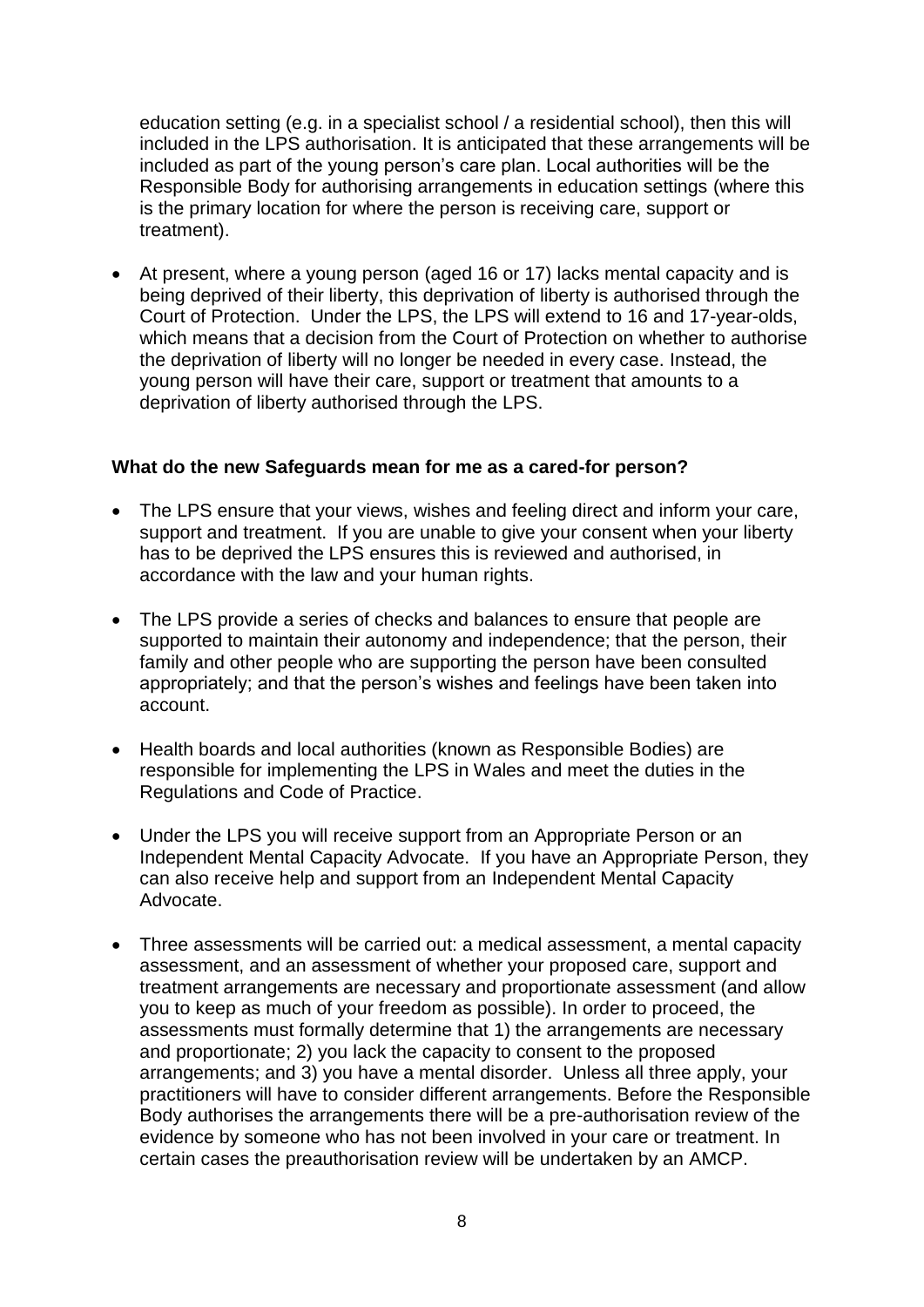education setting (e.g. in a specialist school / a residential school), then this will included in the LPS authorisation. It is anticipated that these arrangements will be included as part of the young person's care plan. Local authorities will be the Responsible Body for authorising arrangements in education settings (where this is the primary location for where the person is receiving care, support or treatment).

- At present, where a young person (aged 16 or 17) lacks mental capacity and is being deprived of their liberty, this deprivation of liberty is authorised through the Court of Protection. Under the LPS, the LPS will extend to 16 and 17-year-olds, which means that a decision from the Court of Protection on whether to authorise the deprivation of liberty will no longer be needed in every case. Instead, the young person will have their care, support or treatment that amounts to a deprivation of liberty authorised through the LPS.

**What do the new Safeguards mean for me as a cared-for person?**

- The LPS ensure that your views, wishes and feeling direct and inform your care, support and treatment. If you are unable to give your consent when your liberty has to be deprived the LPS ensures this is reviewed and authorised, in accordance with the law and your human rights.
- The LPS provide a series of checks and balances to ensure that people are supported to maintain their autonomy and independence; that the person, their family and other people who are supporting the person have been consulted appropriately; and that the person's wishes and feelings have been taken into account.
- Health boards and local authorities (known as Responsible Bodies) are responsible for implementing the LPS in Wales and meet the duties in the Regulations and Code of Practice.
- Under the LPS you will receive support from an Appropriate Person or an Independent Mental Capacity Advocate. If you have an Appropriate Person, they can also receive help and support from an Independent Mental Capacity Advocate.
- Three assessments will be carried out: a medical assessment, a mental capacity assessment, and an assessment of whether your proposed care, support and treatment arrangements are necessary and proportionate assessment (and allow you to keep as much of your freedom as possible). In order to proceed, the assessments must formally determine that 1) the arrangements are necessary and proportionate; 2) you lack the capacity to consent to the proposed arrangements; and 3) you have a mental disorder. Unless all three apply, your practitioners will have to consider different arrangements. Before the Responsible Body authorises the arrangements there will be a pre-authorisation review of the evidence by someone who has not been involved in your care or treatment. In certain cases the preauthorisation review will be undertaken by an AMCP.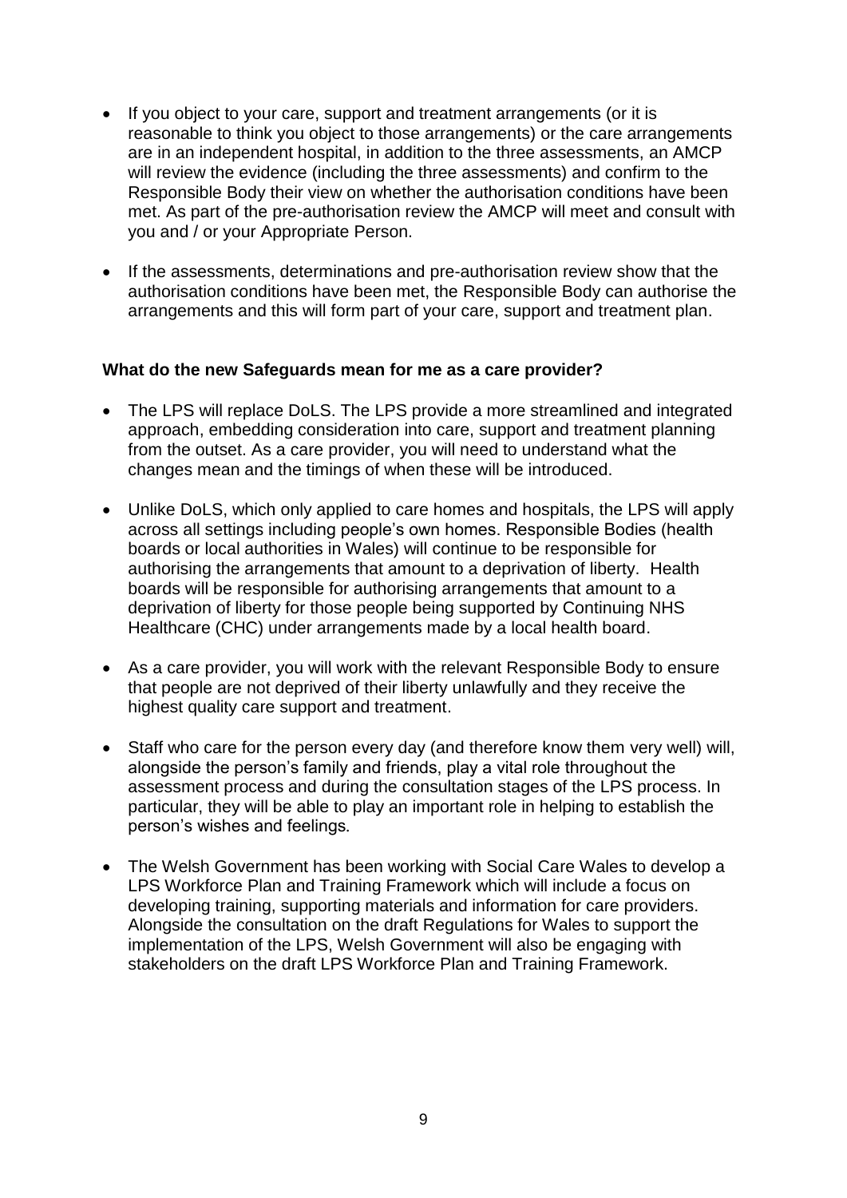- If you object to your care, support and treatment arrangements (or it is reasonable to think you object to those arrangements) or the care arrangements are in an independent hospital, in addition to the three assessments, an AMCP will review the evidence (including the three assessments) and confirm to the Responsible Body their view on whether the authorisation conditions have been met. As part of the pre-authorisation review the AMCP will meet and consult with you and / or your Appropriate Person.
- If the assessments, determinations and pre-authorisation review show that the authorisation conditions have been met, the Responsible Body can authorise the arrangements and this will form part of your care, support and treatment plan.

**What do the new Safeguards mean for me as a care provider?**

- The LPS will replace DoLS. The LPS provide a more streamlined and integrated approach, embedding consideration into care, support and treatment planning from the outset. As a care provider, you will need to understand what the changes mean and the timings of when these will be introduced.
- Unlike DoLS, which only applied to care homes and hospitals, the LPS will apply across all settings including people's own homes. Responsible Bodies (health boards or local authorities in Wales) will continue to be responsible for authorising the arrangements that amount to a deprivation of liberty. Health boards will be responsible for authorising arrangements that amount to a deprivation of liberty for those people being supported by Continuing NHS Healthcare (CHC) under arrangements made by a local health board.
- As a care provider, you will work with the relevant Responsible Body to ensure that people are not deprived of their liberty unlawfully and they receive the highest quality care support and treatment.
- Staff who care for the person every day (and therefore know them very well) will, alongside the person's family and friends, play a vital role throughout the assessment process and during the consultation stages of the LPS process. In particular, they will be able to play an important role in helping to establish the person's wishes and feelings.
- The Welsh Government has been working with Social Care Wales to develop a LPS Workforce Plan and Training Framework which will include a focus on developing training, supporting materials and information for care providers. Alongside the consultation on the draft Regulations for Wales to support the implementation of the LPS, Welsh Government will also be engaging with stakeholders on the draft LPS Workforce Plan and Training Framework.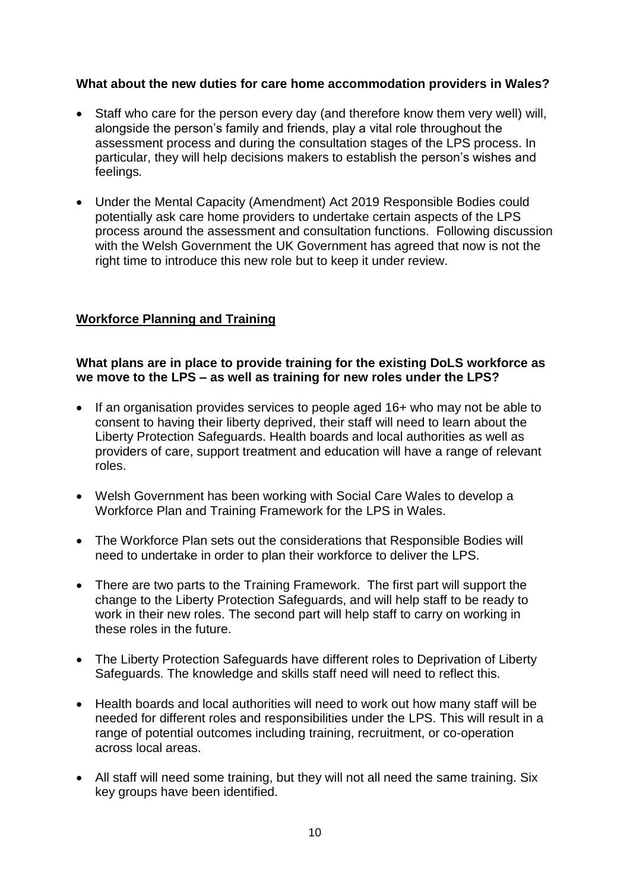**What about the new duties for care home accommodation providers in Wales?**

- Staff who care for the person every day (and therefore know them very well) will, alongside the person's family and friends, play a vital role throughout the assessment process and during the consultation stages of the LPS process. In particular, they will help decisions makers to establish the person's wishes and feelings.
- Under the Mental Capacity (Amendment) Act 2019 Responsible Bodies could potentially ask care home providers to undertake certain aspects of the LPS process around the assessment and consultation functions. Following discussion with the Welsh Government the UK Government has agreed that now is not the right time to introduce this new role but to keep it under review.

## Workforce Planning and Training

**What plans are in place to provide training for the existing DoLS workforce as we move to the LPS – as well as training for new roles under the LPS?**

- If an organisation provides services to people aged 16+ who may not be able to consent to having their liberty deprived, their staff will need to learn about the Liberty Protection Safeguards. Health boards and local authorities as well as providers of care, support treatment and education will have a range of relevant roles.
- Welsh Government has been working with Social Care Wales to develop a Workforce Plan and Training Framework for the LPS in Wales.
- The Workforce Plan sets out the considerations that Responsible Bodies will need to undertake in order to plan their workforce to deliver the LPS.
- There are two parts to the Training Framework. The first part will support the change to the Liberty Protection Safeguards, and will help staff to be ready to work in their new roles. The second part will help staff to carry on working in these roles in the future.
- The Liberty Protection Safeguards have different roles to Deprivation of Liberty Safeguards. The knowledge and skills staff need will need to reflect this.
- Health boards and local authorities will need to work out how many staff will be needed for different roles and responsibilities under the LPS. This will result in a range of potential outcomes including training, recruitment, or co-operation across local areas.
- All staff will need some training, but they will not all need the same training. Six key groups have been identified.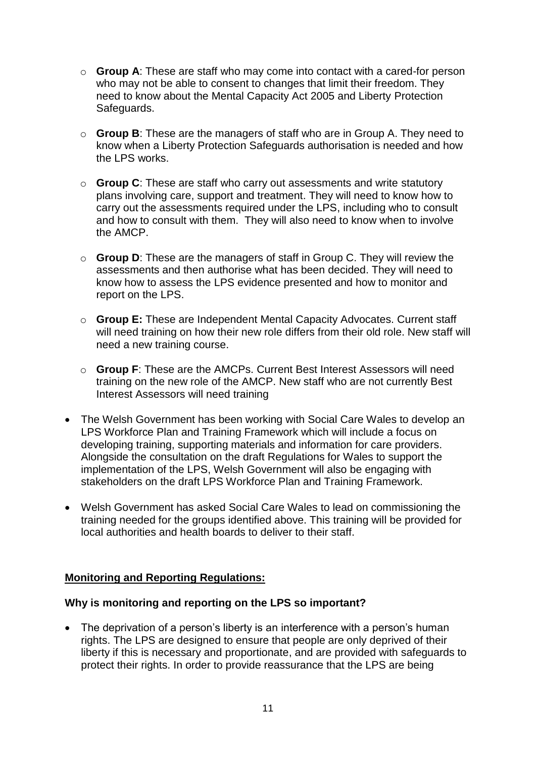- **Group A**: These are staff who may come into contact with a cared-for person who may not be able to consent to changes that limit their freedom. They need to know about the Mental Capacity Act 2005 and Liberty Protection Safeguards.
  - **Group B**: These are the managers of staff who are in Group A. They need to know when a Liberty Protection Safeguards authorisation is needed and how the LPS works.
  - **Group C**: These are staff who carry out assessments and write statutory plans involving care, support and treatment. They will need to know how to carry out the assessments required under the LPS, including who to consult and how to consult with them. They will also need to know when to involve the AMCP.
  - **Group D**: These are the managers of staff in Group C. They will review the assessments and then authorise what has been decided. They will need to know how to assess the LPS evidence presented and how to monitor and report on the LPS.
  - **Group E:** These are Independent Mental Capacity Advocates. Current staff will need training on how their new role differs from their old role. New staff will need a new training course.
  - **Group F**: These are the AMCPs. Current Best Interest Assessors will need training on the new role of the AMCP. New staff who are not currently Best Interest Assessors will need training

- The Welsh Government has been working with Social Care Wales to develop an LPS Workforce Plan and Training Framework which will include a focus on developing training, supporting materials and information for care providers. Alongside the consultation on the draft Regulations for Wales to support the implementation of the LPS, Welsh Government will also be engaging with stakeholders on the draft LPS Workforce Plan and Training Framework.

- Welsh Government has asked Social Care Wales to lead on commissioning the training needed for the groups identified above. This training will be provided for local authorities and health boards to deliver to their staff.

## Monitoring and Reporting Regulations:

### Why is monitoring and reporting on the LPS so important?

- The deprivation of a person's liberty is an interference with a person's human rights. The LPS are designed to ensure that people are only deprived of their liberty if this is necessary and proportionate, and are provided with safeguards to protect their rights. In order to provide reassurance that the LPS are being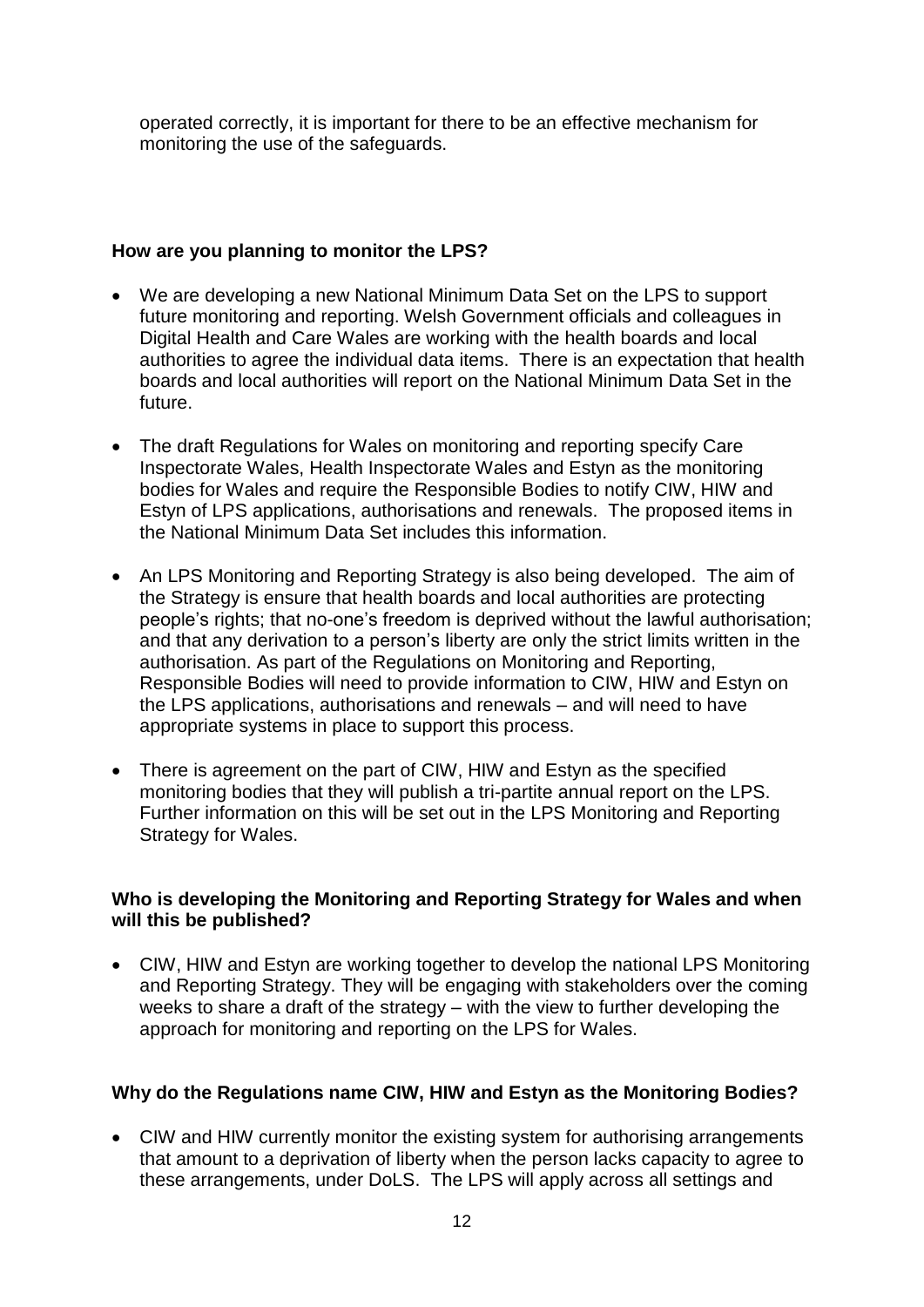operated correctly, it is important for there to be an effective mechanism for monitoring the use of the safeguards.

**How are you planning to monitor the LPS?**

- We are developing a new National Minimum Data Set on the LPS to support future monitoring and reporting. Welsh Government officials and colleagues in Digital Health and Care Wales are working with the health boards and local authorities to agree the individual data items. There is an expectation that health boards and local authorities will report on the National Minimum Data Set in the future.
- The draft Regulations for Wales on monitoring and reporting specify Care Inspectorate Wales, Health Inspectorate Wales and Estyn as the monitoring bodies for Wales and require the Responsible Bodies to notify CIW, HIW and Estyn of LPS applications, authorisations and renewals. The proposed items in the National Minimum Data Set includes this information.
- An LPS Monitoring and Reporting Strategy is also being developed. The aim of the Strategy is ensure that health boards and local authorities are protecting people's rights; that no-one's freedom is deprived without the lawful authorisation; and that any derivation to a person's liberty are only the strict limits written in the authorisation. As part of the Regulations on Monitoring and Reporting, Responsible Bodies will need to provide information to CIW, HIW and Estyn on the LPS applications, authorisations and renewals – and will need to have appropriate systems in place to support this process.
- There is agreement on the part of CIW, HIW and Estyn as the specified monitoring bodies that they will publish a tri-partite annual report on the LPS. Further information on this will be set out in the LPS Monitoring and Reporting Strategy for Wales.

**Who is developing the Monitoring and Reporting Strategy for Wales and when will this be published?**

- CIW, HIW and Estyn are working together to develop the national LPS Monitoring and Reporting Strategy. They will be engaging with stakeholders over the coming weeks to share a draft of the strategy – with the view to further developing the approach for monitoring and reporting on the LPS for Wales.

**Why do the Regulations name CIW, HIW and Estyn as the Monitoring Bodies?**

- CIW and HIW currently monitor the existing system for authorising arrangements that amount to a deprivation of liberty when the person lacks capacity to agree to these arrangements, under DoLS. The LPS will apply across all settings and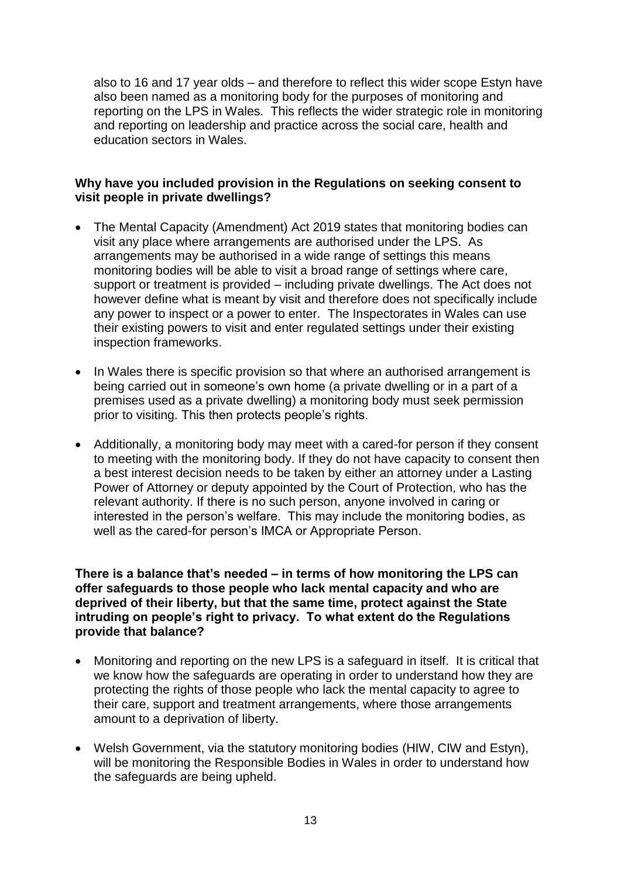also to 16 and 17 year olds – and therefore to reflect this wider scope Estyn have also been named as a monitoring body for the purposes of monitoring and reporting on the LPS in Wales. This reflects the wider strategic role in monitoring and reporting on leadership and practice across the social care, health and education sectors in Wales.

**Why have you included provision in the Regulations on seeking consent to visit people in private dwellings?**

- The Mental Capacity (Amendment) Act 2019 states that monitoring bodies can visit any place where arrangements are authorised under the LPS. As arrangements may be authorised in a wide range of settings this means monitoring bodies will be able to visit a broad range of settings where care, support or treatment is provided – including private dwellings. The Act does not however define what is meant by visit and therefore does not specifically include any power to inspect or a power to enter. The Inspectorates in Wales can use their existing powers to visit and enter regulated settings under their existing inspection frameworks.
- In Wales there is specific provision so that where an authorised arrangement is being carried out in someone's own home (a private dwelling or in a part of a premises used as a private dwelling) a monitoring body must seek permission prior to visiting. This then protects people's rights.
- Additionally, a monitoring body may meet with a cared-for person if they consent to meeting with the monitoring body. If they do not have capacity to consent then a best interest decision needs to be taken by either an attorney under a Lasting Power of Attorney or deputy appointed by the Court of Protection, who has the relevant authority. If there is no such person, anyone involved in caring or interested in the person's welfare. This may include the monitoring bodies, as well as the cared-for person's IMCA or Appropriate Person.

**There is a balance that's needed – in terms of how monitoring the LPS can offer safeguards to those people who lack mental capacity and who are deprived of their liberty, but that the same time, protect against the State intruding on people's right to privacy. To what extent do the Regulations provide that balance?**

- Monitoring and reporting on the new LPS is a safeguard in itself. It is critical that we know how the safeguards are operating in order to understand how they are protecting the rights of those people who lack the mental capacity to agree to their care, support and treatment arrangements, where those arrangements amount to a deprivation of liberty.
- Welsh Government, via the statutory monitoring bodies (HIW, CIW and Estyn), will be monitoring the Responsible Bodies in Wales in order to understand how the safeguards are being upheld.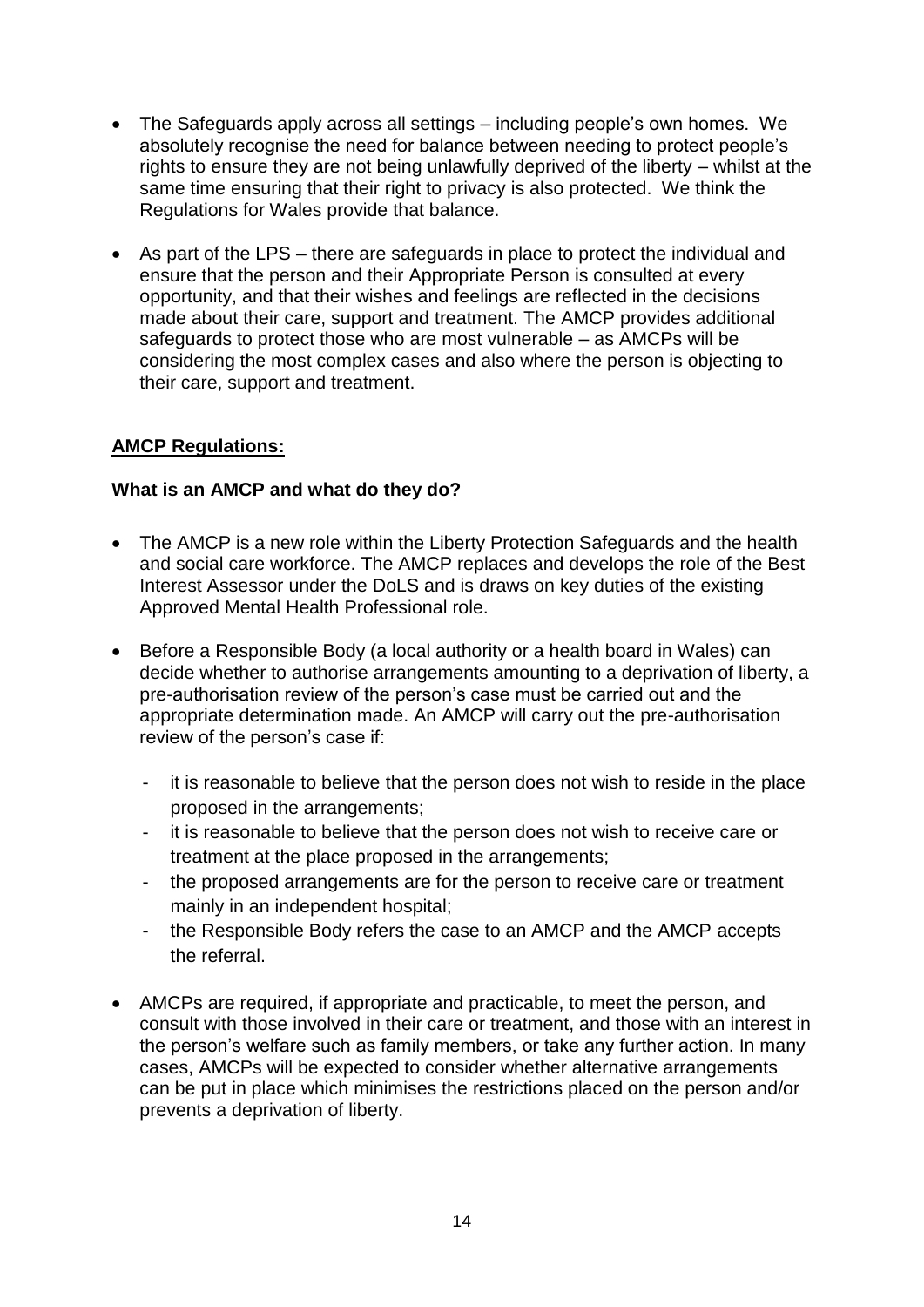- The Safeguards apply across all settings – including people's own homes. We absolutely recognise the need for balance between needing to protect people's rights to ensure they are not being unlawfully deprived of the liberty – whilst at the same time ensuring that their right to privacy is also protected. We think the Regulations for Wales provide that balance.

- As part of the LPS – there are safeguards in place to protect the individual and ensure that the person and their Appropriate Person is consulted at every opportunity, and that their wishes and feelings are reflected in the decisions made about their care, support and treatment. The AMCP provides additional safeguards to protect those who are most vulnerable – as AMCPs will be considering the most complex cases and also where the person is objecting to their care, support and treatment.

## AMCP Regulations:

### What is an AMCP and what do they do?

- The AMCP is a new role within the Liberty Protection Safeguards and the health and social care workforce. The AMCP replaces and develops the role of the Best Interest Assessor under the DoLS and is draws on key duties of the existing Approved Mental Health Professional role.

- Before a Responsible Body (a local authority or a health board in Wales) can decide whether to authorise arrangements amounting to a deprivation of liberty, a pre-authorisation review of the person's case must be carried out and the appropriate determination made. An AMCP will carry out the pre-authorisation review of the person's case if:
  - it is reasonable to believe that the person does not wish to reside in the place proposed in the arrangements;
  - it is reasonable to believe that the person does not wish to receive care or treatment at the place proposed in the arrangements;
  - the proposed arrangements are for the person to receive care or treatment mainly in an independent hospital;
  - the Responsible Body refers the case to an AMCP and the AMCP accepts the referral.

- AMCPs are required, if appropriate and practicable, to meet the person, and consult with those involved in their care or treatment, and those with an interest in the person's welfare such as family members, or take any further action. In many cases, AMCPs will be expected to consider whether alternative arrangements can be put in place which minimises the restrictions placed on the person and/or prevents a deprivation of liberty.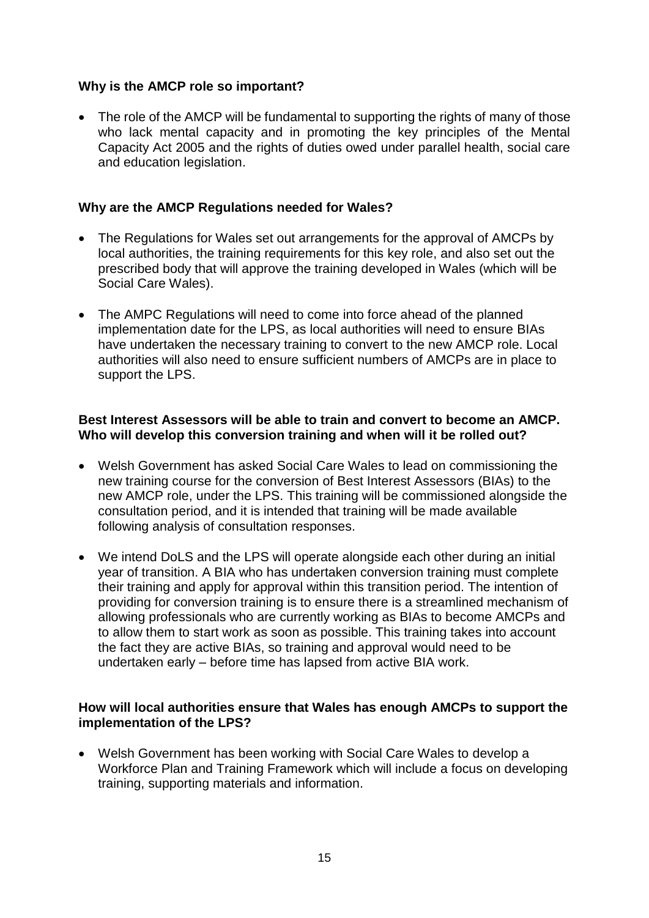**Why is the AMCP role so important?**

- The role of the AMCP will be fundamental to supporting the rights of many of those who lack mental capacity and in promoting the key principles of the Mental Capacity Act 2005 and the rights of duties owed under parallel health, social care and education legislation.

**Why are the AMCP Regulations needed for Wales?**

- The Regulations for Wales set out arrangements for the approval of AMCPs by local authorities, the training requirements for this key role, and also set out the prescribed body that will approve the training developed in Wales (which will be Social Care Wales).
- The AMPC Regulations will need to come into force ahead of the planned implementation date for the LPS, as local authorities will need to ensure BIAs have undertaken the necessary training to convert to the new AMCP role. Local authorities will also need to ensure sufficient numbers of AMCPs are in place to support the LPS.

**Best Interest Assessors will be able to train and convert to become an AMCP. Who will develop this conversion training and when will it be rolled out?**

- Welsh Government has asked Social Care Wales to lead on commissioning the new training course for the conversion of Best Interest Assessors (BIAs) to the new AMCP role, under the LPS. This training will be commissioned alongside the consultation period, and it is intended that training will be made available following analysis of consultation responses.
- We intend DoLS and the LPS will operate alongside each other during an initial year of transition. A BIA who has undertaken conversion training must complete their training and apply for approval within this transition period. The intention of providing for conversion training is to ensure there is a streamlined mechanism of allowing professionals who are currently working as BIAs to become AMCPs and to allow them to start work as soon as possible. This training takes into account the fact they are active BIAs, so training and approval would need to be undertaken early – before time has lapsed from active BIA work.

**How will local authorities ensure that Wales has enough AMCPs to support the implementation of the LPS?**

- Welsh Government has been working with Social Care Wales to develop a Workforce Plan and Training Framework which will include a focus on developing training, supporting materials and information.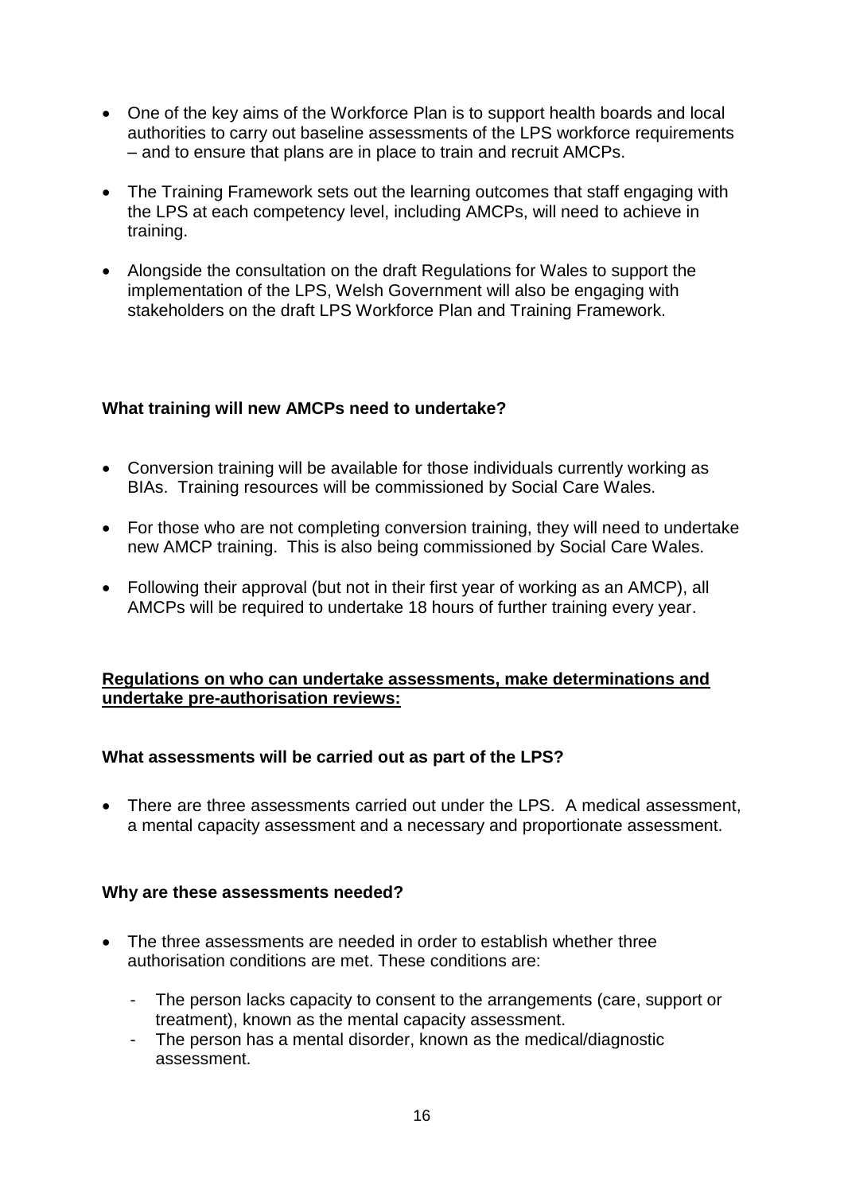- One of the key aims of the Workforce Plan is to support health boards and local authorities to carry out baseline assessments of the LPS workforce requirements – and to ensure that plans are in place to train and recruit AMCPs.
- The Training Framework sets out the learning outcomes that staff engaging with the LPS at each competency level, including AMCPs, will need to achieve in training.
- Alongside the consultation on the draft Regulations for Wales to support the implementation of the LPS, Welsh Government will also be engaging with stakeholders on the draft LPS Workforce Plan and Training Framework.

**What training will new AMCPs need to undertake?**

- Conversion training will be available for those individuals currently working as BIAs. Training resources will be commissioned by Social Care Wales.
- For those who are not completing conversion training, they will need to undertake new AMCP training. This is also being commissioned by Social Care Wales.
- Following their approval (but not in their first year of working as an AMCP), all AMCPs will be required to undertake 18 hours of further training every year.

**Regulations on who can undertake assessments, make determinations and undertake pre-authorisation reviews:**

**What assessments will be carried out as part of the LPS?**

- There are three assessments carried out under the LPS. A medical assessment, a mental capacity assessment and a necessary and proportionate assessment.

**Why are these assessments needed?**

- The three assessments are needed in order to establish whether three authorisation conditions are met. These conditions are:
  - The person lacks capacity to consent to the arrangements (care, support or treatment), known as the mental capacity assessment.
  - The person has a mental disorder, known as the medical/diagnostic assessment.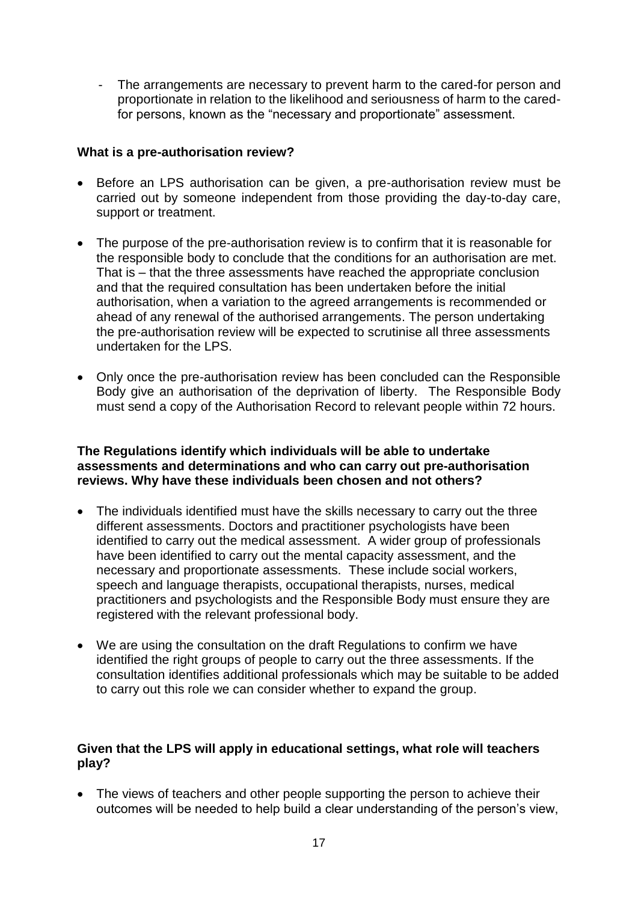- The arrangements are necessary to prevent harm to the cared-for person and proportionate in relation to the likelihood and seriousness of harm to the cared-for persons, known as the "necessary and proportionate" assessment.

**What is a pre-authorisation review?**

- Before an LPS authorisation can be given, a pre-authorisation review must be carried out by someone independent from those providing the day-to-day care, support or treatment.

- The purpose of the pre-authorisation review is to confirm that it is reasonable for the responsible body to conclude that the conditions for an authorisation are met. That is – that the three assessments have reached the appropriate conclusion and that the required consultation has been undertaken before the initial authorisation, when a variation to the agreed arrangements is recommended or ahead of any renewal of the authorised arrangements. The person undertaking the pre-authorisation review will be expected to scrutinise all three assessments undertaken for the LPS.

- Only once the pre-authorisation review has been concluded can the Responsible Body give an authorisation of the deprivation of liberty. The Responsible Body must send a copy of the Authorisation Record to relevant people within 72 hours.

**The Regulations identify which individuals will be able to undertake assessments and determinations and who can carry out pre-authorisation reviews. Why have these individuals been chosen and not others?**

- The individuals identified must have the skills necessary to carry out the three different assessments. Doctors and practitioner psychologists have been identified to carry out the medical assessment. A wider group of professionals have been identified to carry out the mental capacity assessment, and the necessary and proportionate assessments. These include social workers, speech and language therapists, occupational therapists, nurses, medical practitioners and psychologists and the Responsible Body must ensure they are registered with the relevant professional body.

- We are using the consultation on the draft Regulations to confirm we have identified the right groups of people to carry out the three assessments. If the consultation identifies additional professionals which may be suitable to be added to carry out this role we can consider whether to expand the group.

**Given that the LPS will apply in educational settings, what role will teachers play?**

- The views of teachers and other people supporting the person to achieve their outcomes will be needed to help build a clear understanding of the person's view,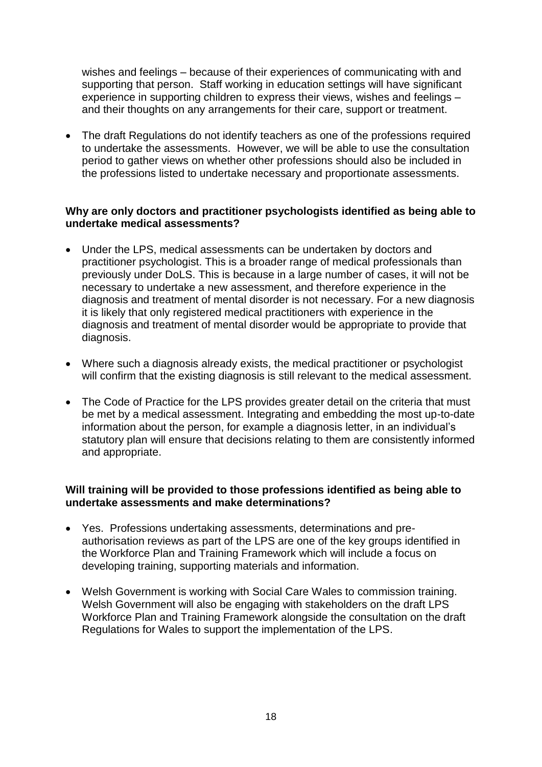wishes and feelings – because of their experiences of communicating with and supporting that person. Staff working in education settings will have significant experience in supporting children to express their views, wishes and feelings – and their thoughts on any arrangements for their care, support or treatment.

- The draft Regulations do not identify teachers as one of the professions required to undertake the assessments. However, we will be able to use the consultation period to gather views on whether other professions should also be included in the professions listed to undertake necessary and proportionate assessments.

**Why are only doctors and practitioner psychologists identified as being able to undertake medical assessments?**

- Under the LPS, medical assessments can be undertaken by doctors and practitioner psychologist. This is a broader range of medical professionals than previously under DoLS. This is because in a large number of cases, it will not be necessary to undertake a new assessment, and therefore experience in the diagnosis and treatment of mental disorder is not necessary. For a new diagnosis it is likely that only registered medical practitioners with experience in the diagnosis and treatment of mental disorder would be appropriate to provide that diagnosis.

- Where such a diagnosis already exists, the medical practitioner or psychologist will confirm that the existing diagnosis is still relevant to the medical assessment.

- The Code of Practice for the LPS provides greater detail on the criteria that must be met by a medical assessment. Integrating and embedding the most up-to-date information about the person, for example a diagnosis letter, in an individual's statutory plan will ensure that decisions relating to them are consistently informed and appropriate.

**Will training will be provided to those professions identified as being able to undertake assessments and make determinations?**

- Yes. Professions undertaking assessments, determinations and pre-authorisation reviews as part of the LPS are one of the key groups identified in the Workforce Plan and Training Framework which will include a focus on developing training, supporting materials and information.

- Welsh Government is working with Social Care Wales to commission training. Welsh Government will also be engaging with stakeholders on the draft LPS Workforce Plan and Training Framework alongside the consultation on the draft Regulations for Wales to support the implementation of the LPS.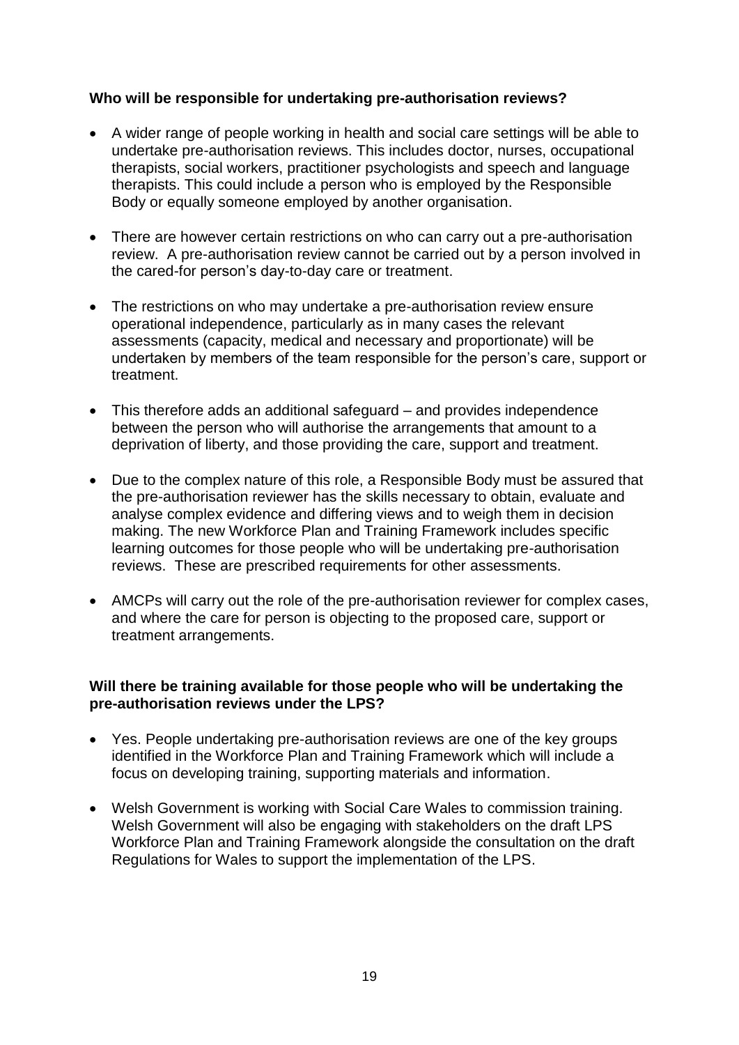**Who will be responsible for undertaking pre-authorisation reviews?**

- A wider range of people working in health and social care settings will be able to undertake pre-authorisation reviews. This includes doctor, nurses, occupational therapists, social workers, practitioner psychologists and speech and language therapists. This could include a person who is employed by the Responsible Body or equally someone employed by another organisation.

- There are however certain restrictions on who can carry out a pre-authorisation review. A pre-authorisation review cannot be carried out by a person involved in the cared-for person's day-to-day care or treatment.

- The restrictions on who may undertake a pre-authorisation review ensure operational independence, particularly as in many cases the relevant assessments (capacity, medical and necessary and proportionate) will be undertaken by members of the team responsible for the person's care, support or treatment.

- This therefore adds an additional safeguard – and provides independence between the person who will authorise the arrangements that amount to a deprivation of liberty, and those providing the care, support and treatment.

- Due to the complex nature of this role, a Responsible Body must be assured that the pre-authorisation reviewer has the skills necessary to obtain, evaluate and analyse complex evidence and differing views and to weigh them in decision making. The new Workforce Plan and Training Framework includes specific learning outcomes for those people who will be undertaking pre-authorisation reviews. These are prescribed requirements for other assessments.

- AMCPs will carry out the role of the pre-authorisation reviewer for complex cases, and where the care for person is objecting to the proposed care, support or treatment arrangements.

**Will there be training available for those people who will be undertaking the pre-authorisation reviews under the LPS?**

- Yes. People undertaking pre-authorisation reviews are one of the key groups identified in the Workforce Plan and Training Framework which will include a focus on developing training, supporting materials and information.

- Welsh Government is working with Social Care Wales to commission training. Welsh Government will also be engaging with stakeholders on the draft LPS Workforce Plan and Training Framework alongside the consultation on the draft Regulations for Wales to support the implementation of the LPS.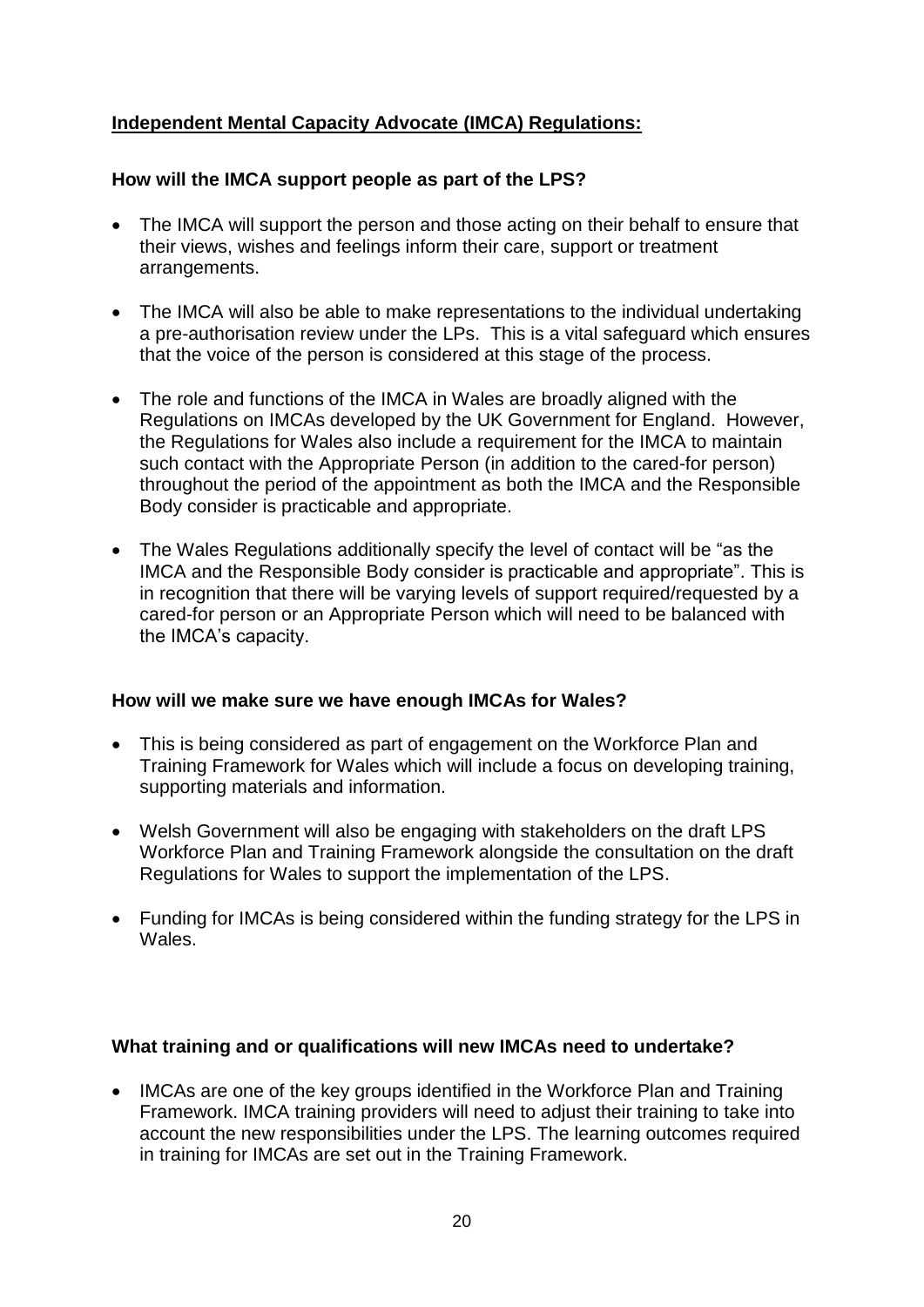## **Independent Mental Capacity Advocate (IMCA) Regulations:**

### How will the IMCA support people as part of the LPS?

- The IMCA will support the person and those acting on their behalf to ensure that their views, wishes and feelings inform their care, support or treatment arrangements.
- The IMCA will also be able to make representations to the individual undertaking a pre-authorisation review under the LPs. This is a vital safeguard which ensures that the voice of the person is considered at this stage of the process.
- The role and functions of the IMCA in Wales are broadly aligned with the Regulations on IMCAs developed by the UK Government for England. However, the Regulations for Wales also include a requirement for the IMCA to maintain such contact with the Appropriate Person (in addition to the cared-for person) throughout the period of the appointment as both the IMCA and the Responsible Body consider is practicable and appropriate.
- The Wales Regulations additionally specify the level of contact will be "as the IMCA and the Responsible Body consider is practicable and appropriate". This is in recognition that there will be varying levels of support required/requested by a cared-for person or an Appropriate Person which will need to be balanced with the IMCA's capacity.

### How will we make sure we have enough IMCAs for Wales?

- This is being considered as part of engagement on the Workforce Plan and Training Framework for Wales which will include a focus on developing training, supporting materials and information.
- Welsh Government will also be engaging with stakeholders on the draft LPS Workforce Plan and Training Framework alongside the consultation on the draft Regulations for Wales to support the implementation of the LPS.
- Funding for IMCAs is being considered within the funding strategy for the LPS in Wales.

### What training and or qualifications will new IMCAs need to undertake?

- IMCAs are one of the key groups identified in the Workforce Plan and Training Framework. IMCA training providers will need to adjust their training to take into account the new responsibilities under the LPS. The learning outcomes required in training for IMCAs are set out in the Training Framework.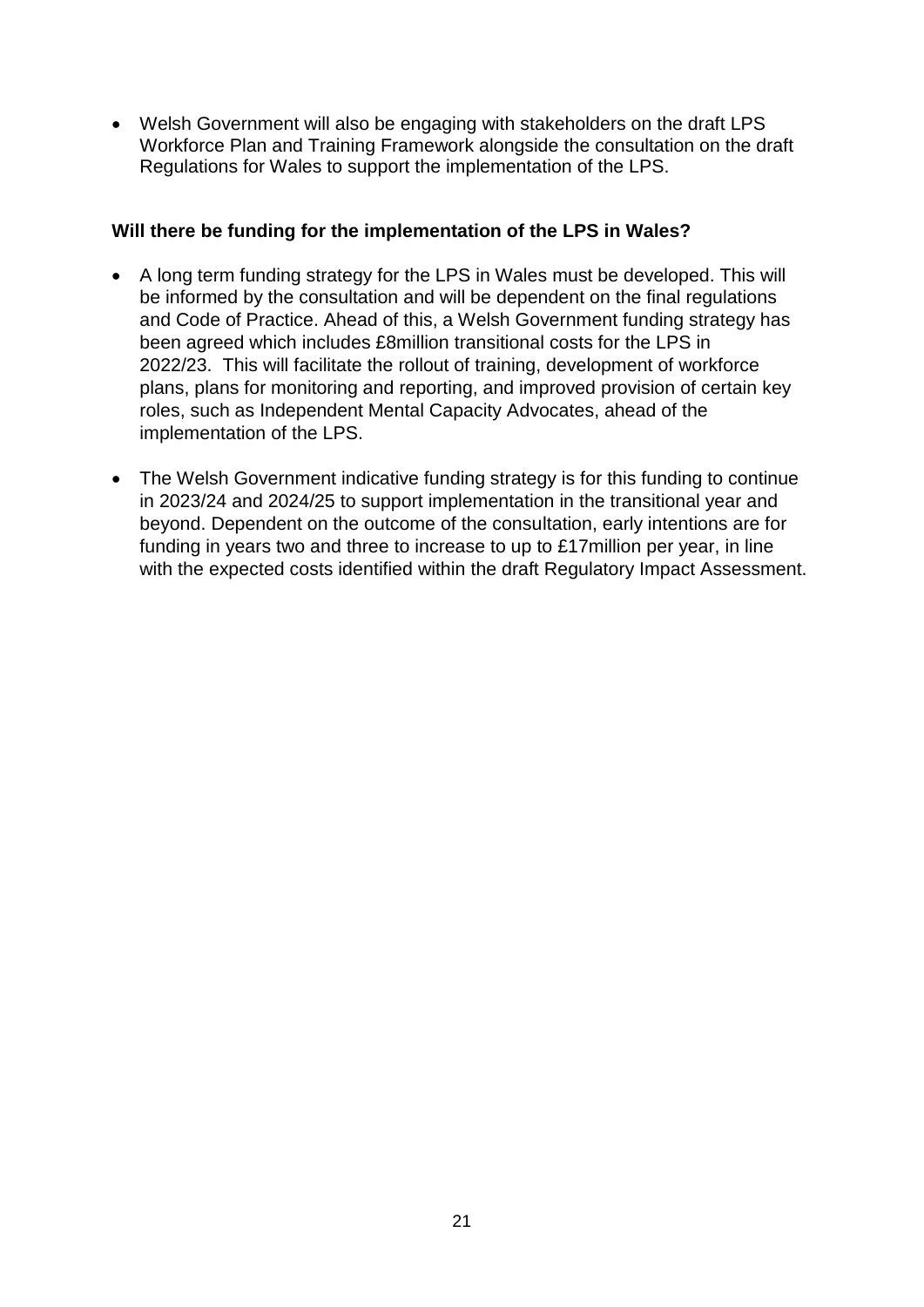- Welsh Government will also be engaging with stakeholders on the draft LPS Workforce Plan and Training Framework alongside the consultation on the draft Regulations for Wales to support the implementation of the LPS.

**Will there be funding for the implementation of the LPS in Wales?**

- A long term funding strategy for the LPS in Wales must be developed. This will be informed by the consultation and will be dependent on the final regulations and Code of Practice. Ahead of this, a Welsh Government funding strategy has been agreed which includes £8million transitional costs for the LPS in 2022/23. This will facilitate the rollout of training, development of workforce plans, plans for monitoring and reporting, and improved provision of certain key roles, such as Independent Mental Capacity Advocates, ahead of the implementation of the LPS.

- The Welsh Government indicative funding strategy is for this funding to continue in 2023/24 and 2024/25 to support implementation in the transitional year and beyond. Dependent on the outcome of the consultation, early intentions are for funding in years two and three to increase to up to £17million per year, in line with the expected costs identified within the draft Regulatory Impact Assessment.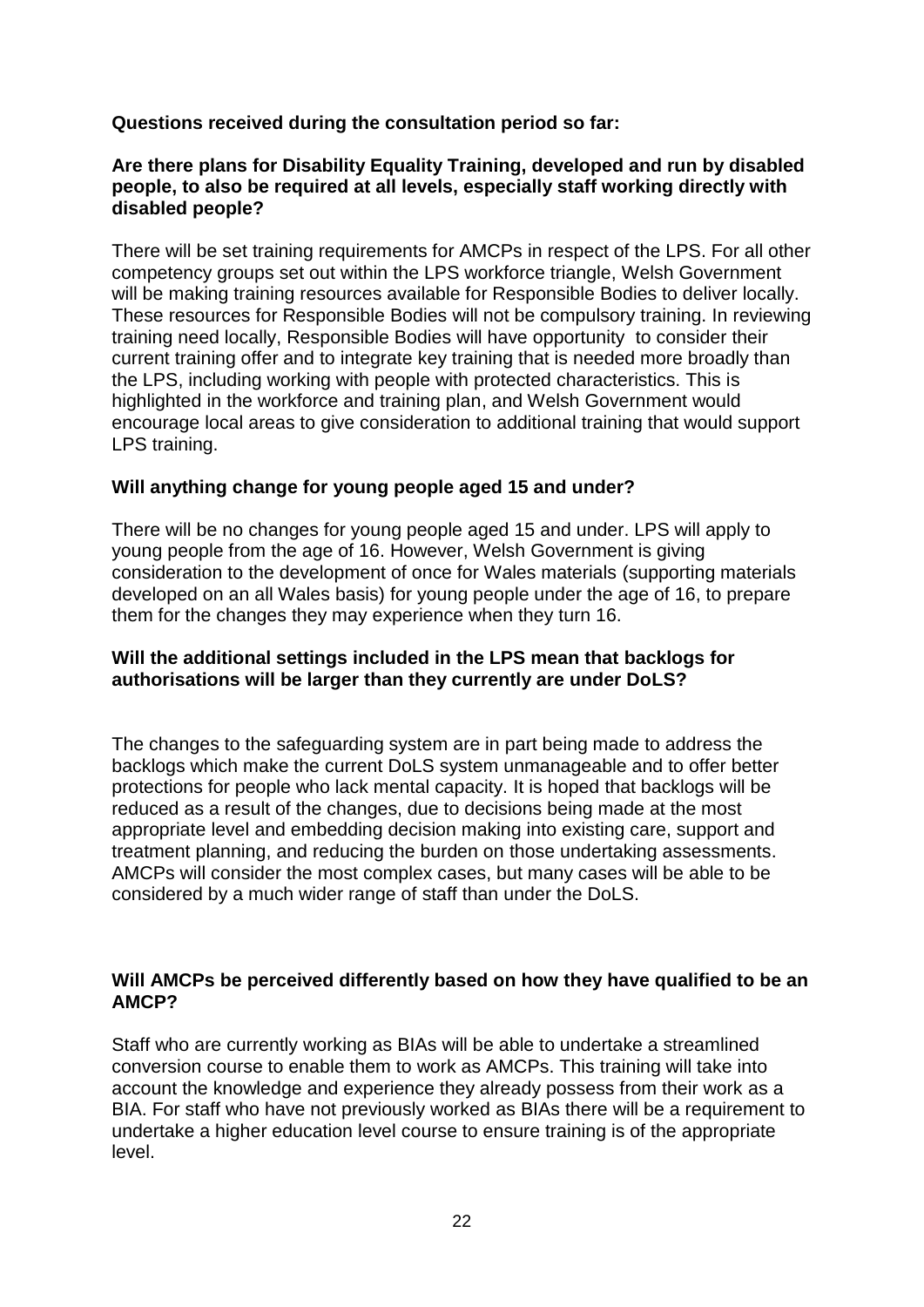**Questions received during the consultation period so far:**

**Are there plans for Disability Equality Training, developed and run by disabled people, to also be required at all levels, especially staff working directly with disabled people?**

There will be set training requirements for AMCPs in respect of the LPS. For all other competency groups set out within the LPS workforce triangle, Welsh Government will be making training resources available for Responsible Bodies to deliver locally. These resources for Responsible Bodies will not be compulsory training. In reviewing training need locally, Responsible Bodies will have opportunity to consider their current training offer and to integrate key training that is needed more broadly than the LPS, including working with people with protected characteristics. This is highlighted in the workforce and training plan, and Welsh Government would encourage local areas to give consideration to additional training that would support LPS training.

**Will anything change for young people aged 15 and under?**

There will be no changes for young people aged 15 and under. LPS will apply to young people from the age of 16. However, Welsh Government is giving consideration to the development of once for Wales materials (supporting materials developed on an all Wales basis) for young people under the age of 16, to prepare them for the changes they may experience when they turn 16.

**Will the additional settings included in the LPS mean that backlogs for authorisations will be larger than they currently are under DoLS?**

The changes to the safeguarding system are in part being made to address the backlogs which make the current DoLS system unmanageable and to offer better protections for people who lack mental capacity. It is hoped that backlogs will be reduced as a result of the changes, due to decisions being made at the most appropriate level and embedding decision making into existing care, support and treatment planning, and reducing the burden on those undertaking assessments. AMCPs will consider the most complex cases, but many cases will be able to be considered by a much wider range of staff than under the DoLS.

**Will AMCPs be perceived differently based on how they have qualified to be an AMCP?**

Staff who are currently working as BIAs will be able to undertake a streamlined conversion course to enable them to work as AMCPs. This training will take into account the knowledge and experience they already possess from their work as a BIA. For staff who have not previously worked as BIAs there will be a requirement to undertake a higher education level course to ensure training is of the appropriate level.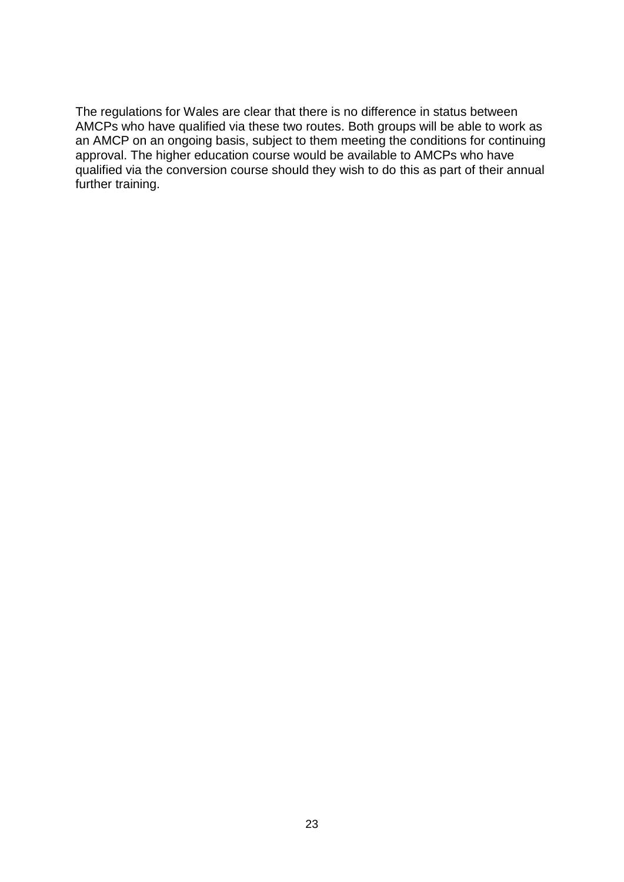The regulations for Wales are clear that there is no difference in status between AMCPs who have qualified via these two routes. Both groups will be able to work as an AMCP on an ongoing basis, subject to them meeting the conditions for continuing approval. The higher education course would be available to AMCPs who have qualified via the conversion course should they wish to do this as part of their annual further training.